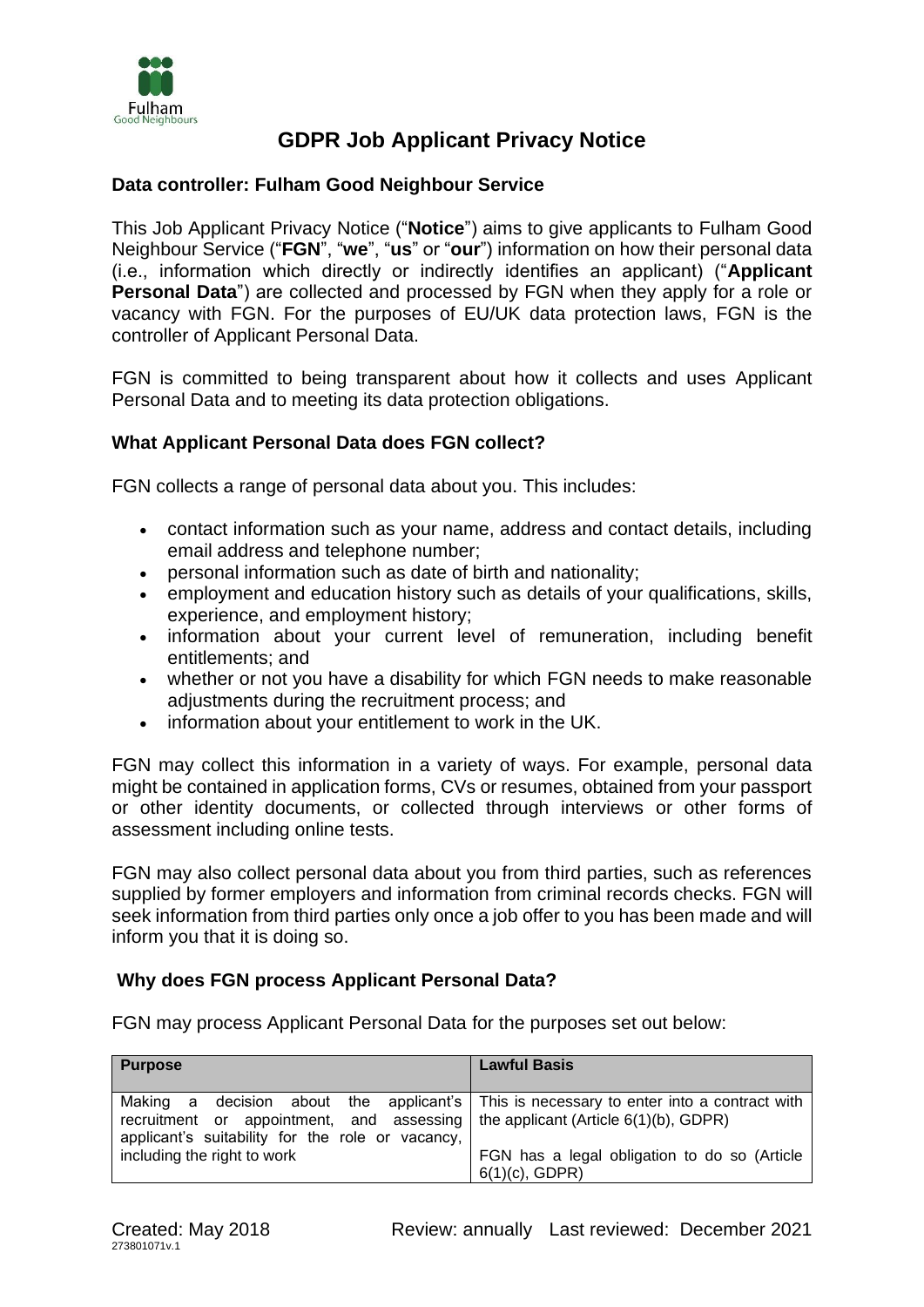# GDPR Job Applicant Privacy Notice

**Data controller: Fulham Good Neighbour Service**

This Job Applicant Privacy Notice ("**Notice**") aims to give applicants to Fulham Good Neighbour Service ("**FGN**", "**we**", "**us**" or "**our**") information on how their personal data (i.e., information which directly or indirectly identifies an applicant) ("**Applicant Personal Data**") are collected and processed by FGN when they apply for a role or vacancy with FGN. For the purposes of EU/UK data protection laws, FGN is the controller of Applicant Personal Data.

FGN is committed to being transparent about how it collects and uses Applicant Personal Data and to meeting its data protection obligations.

## What Applicant Personal Data does FGN collect?

FGN collects a range of personal data about you. This includes:

- contact information such as your name, address and contact details, including email address and telephone number;
- personal information such as date of birth and nationality;
- employment and education history such as details of your qualifications, skills, experience, and employment history;
- information about your current level of remuneration, including benefit entitlements; and
- whether or not you have a disability for which FGN needs to make reasonable adjustments during the recruitment process; and
- information about your entitlement to work in the UK.

FGN may collect this information in a variety of ways. For example, personal data might be contained in application forms, CVs or resumes, obtained from your passport or other identity documents, or collected through interviews or other forms of assessment including online tests.

FGN may also collect personal data about you from third parties, such as references supplied by former employers and information from criminal records checks. FGN will seek information from third parties only once a job offer to you has been made and will inform you that it is doing so.

## Why does FGN process Applicant Personal Data?

FGN may process Applicant Personal Data for the purposes set out below:

| Purpose | Lawful Basis |
|---|---|
| Making a decision about the applicant's recruitment or appointment, and assessing applicant's suitability for the role or vacancy, including the right to work | This is necessary to enter into a contract with the applicant (Article 6(1)(b), GDPR)<br><br>FGN has a legal obligation to do so (Article 6(1)(c), GDPR) |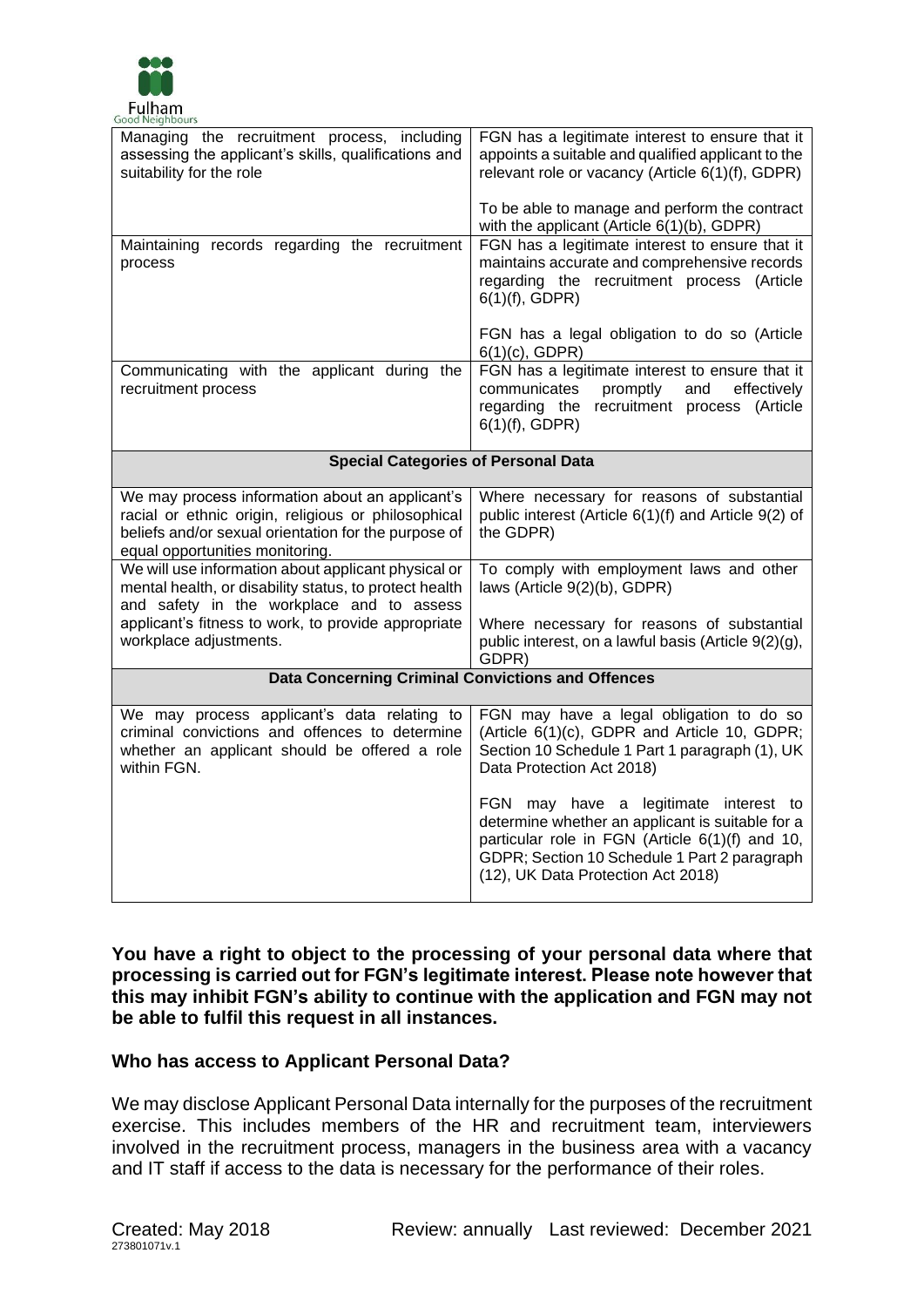| | |
|---|---|
| Managing the recruitment process, including assessing the applicant's skills, qualifications and suitability for the role | FGN has a legitimate interest to ensure that it appoints a suitable and qualified applicant to the relevant role or vacancy (Article 6(1)(f), GDPR)<br><br>To be able to manage and perform the contract with the applicant (Article 6(1)(b), GDPR) |
| Maintaining records regarding the recruitment process | FGN has a legitimate interest to ensure that it maintains accurate and comprehensive records regarding the recruitment process (Article 6(1)(f), GDPR)<br><br>FGN has a legal obligation to do so (Article 6(1)(c), GDPR) |
| Communicating with the applicant during the recruitment process | FGN has a legitimate interest to ensure that it communicates promptly and effectively regarding the recruitment process (Article 6(1)(f), GDPR) |
| **Special Categories of Personal Data** | |
| We may process information about an applicant's racial or ethnic origin, religious or philosophical beliefs and/or sexual orientation for the purpose of equal opportunities monitoring. | Where necessary for reasons of substantial public interest (Article 6(1)(f) and Article 9(2) of the GDPR) |
| We will use information about applicant physical or mental health, or disability status, to protect health and safety in the workplace and to assess applicant's fitness to work, to provide appropriate workplace adjustments. | To comply with employment laws and other laws (Article 9(2)(b), GDPR)<br><br>Where necessary for reasons of substantial public interest, on a lawful basis (Article 9(2)(g), GDPR) |
| **Data Concerning Criminal Convictions and Offences** | |
| We may process applicant's data relating to criminal convictions and offences to determine whether an applicant should be offered a role within FGN. | FGN may have a legal obligation to do so (Article 6(1)(c), GDPR and Article 10, GDPR; Section 10 Schedule 1 Part 1 paragraph (1), UK Data Protection Act 2018)<br><br>FGN may have a legitimate interest to determine whether an applicant is suitable for a particular role in FGN (Article 6(1)(f) and 10, GDPR; Section 10 Schedule 1 Part 2 paragraph (12), UK Data Protection Act 2018) |

**You have a right to object to the processing of your personal data where that processing is carried out for FGN's legitimate interest. Please note however that this may inhibit FGN's ability to continue with the application and FGN may not be able to fulfil this request in all instances.**

## Who has access to Applicant Personal Data?

We may disclose Applicant Personal Data internally for the purposes of the recruitment exercise. This includes members of the HR and recruitment team, interviewers involved in the recruitment process, managers in the business area with a vacancy and IT staff if access to the data is necessary for the performance of their roles.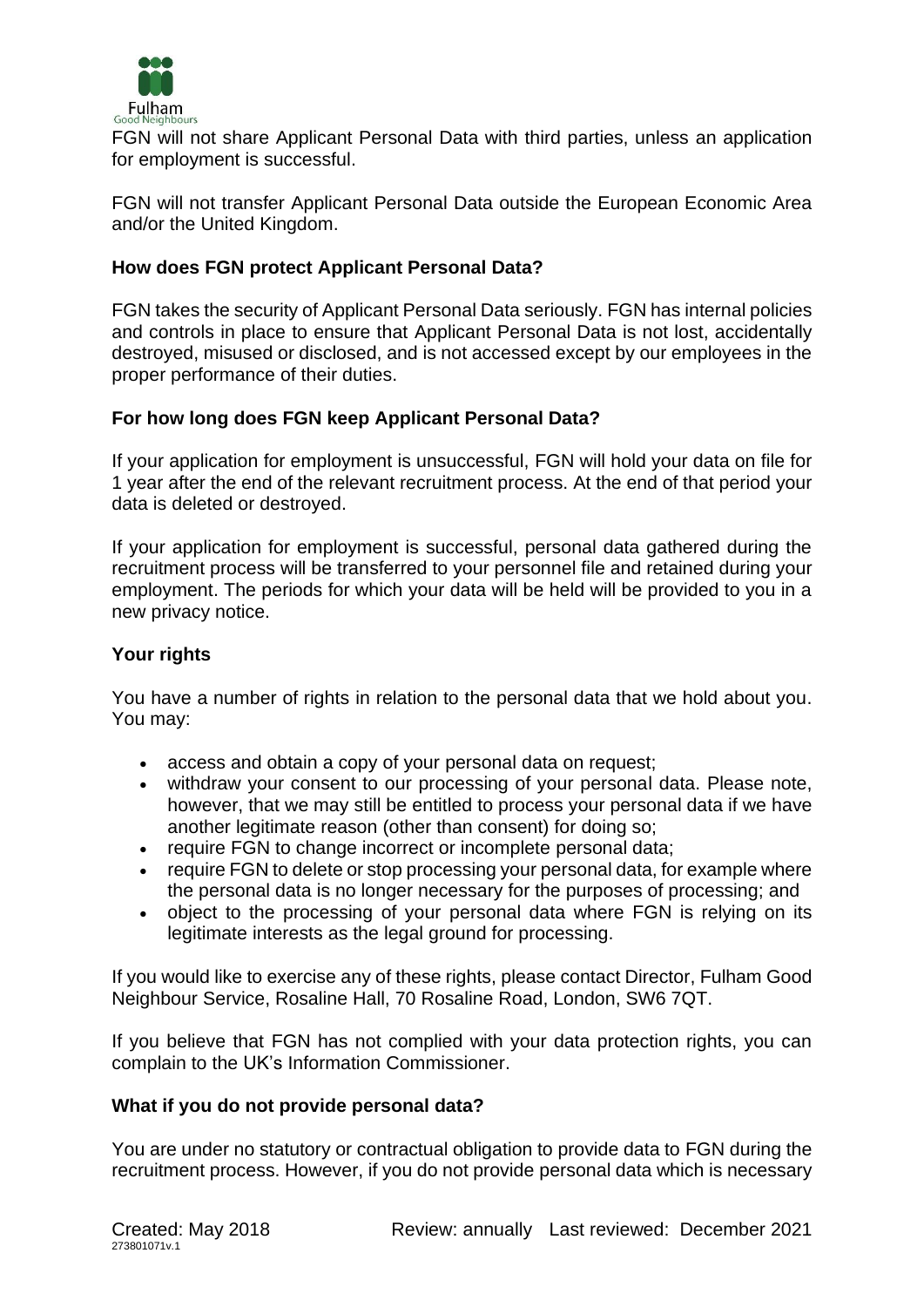FGN will not share Applicant Personal Data with third parties, unless an application for employment is successful.

FGN will not transfer Applicant Personal Data outside the European Economic Area and/or the United Kingdom.

**How does FGN protect Applicant Personal Data?**

FGN takes the security of Applicant Personal Data seriously. FGN has internal policies and controls in place to ensure that Applicant Personal Data is not lost, accidentally destroyed, misused or disclosed, and is not accessed except by our employees in the proper performance of their duties.

**For how long does FGN keep Applicant Personal Data?**

If your application for employment is unsuccessful, FGN will hold your data on file for 1 year after the end of the relevant recruitment process. At the end of that period your data is deleted or destroyed.

If your application for employment is successful, personal data gathered during the recruitment process will be transferred to your personnel file and retained during your employment. The periods for which your data will be held will be provided to you in a new privacy notice.

**Your rights**

You have a number of rights in relation to the personal data that we hold about you. You may:

- access and obtain a copy of your personal data on request;
- withdraw your consent to our processing of your personal data. Please note, however, that we may still be entitled to process your personal data if we have another legitimate reason (other than consent) for doing so;
- require FGN to change incorrect or incomplete personal data;
- require FGN to delete or stop processing your personal data, for example where the personal data is no longer necessary for the purposes of processing; and
- object to the processing of your personal data where FGN is relying on its legitimate interests as the legal ground for processing.

If you would like to exercise any of these rights, please contact Director, Fulham Good Neighbour Service, Rosaline Hall, 70 Rosaline Road, London, SW6 7QT.

If you believe that FGN has not complied with your data protection rights, you can complain to the UK's Information Commissioner.

**What if you do not provide personal data?**

You are under no statutory or contractual obligation to provide data to FGN during the recruitment process. However, if you do not provide personal data which is necessary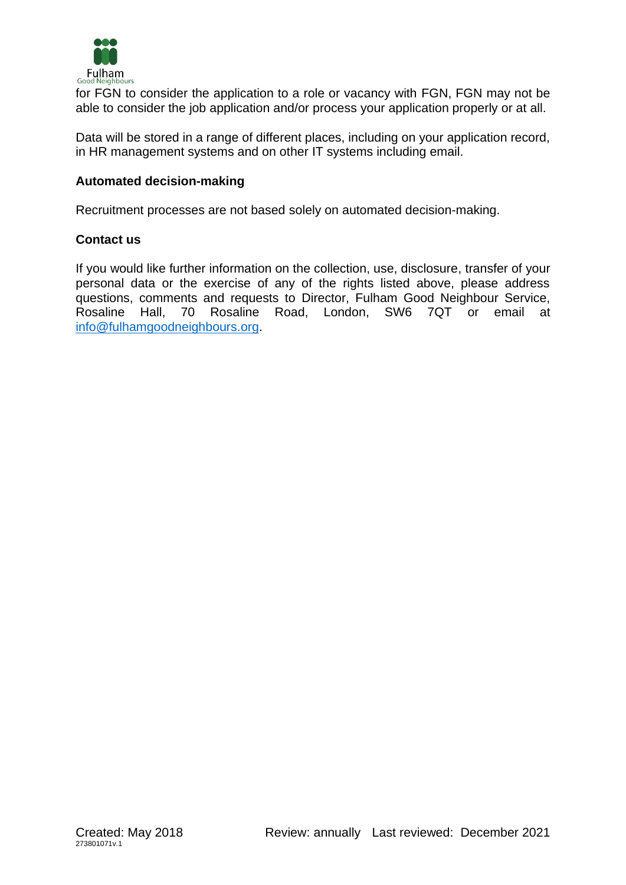for FGN to consider the application to a role or vacancy with FGN, FGN may not be able to consider the job application and/or process your application properly or at all.

Data will be stored in a range of different places, including on your application record, in HR management systems and on other IT systems including email.

**Automated decision-making**

Recruitment processes are not based solely on automated decision-making.

**Contact us**

If you would like further information on the collection, use, disclosure, transfer of your personal data or the exercise of any of the rights listed above, please address questions, comments and requests to Director, Fulham Good Neighbour Service, Rosaline Hall, 70 Rosaline Road, London, SW6 7QT or email at info@fulhamgoodneighbours.org.

Created: May 2018 Review: annually Last reviewed: December 2021
273801071v.1